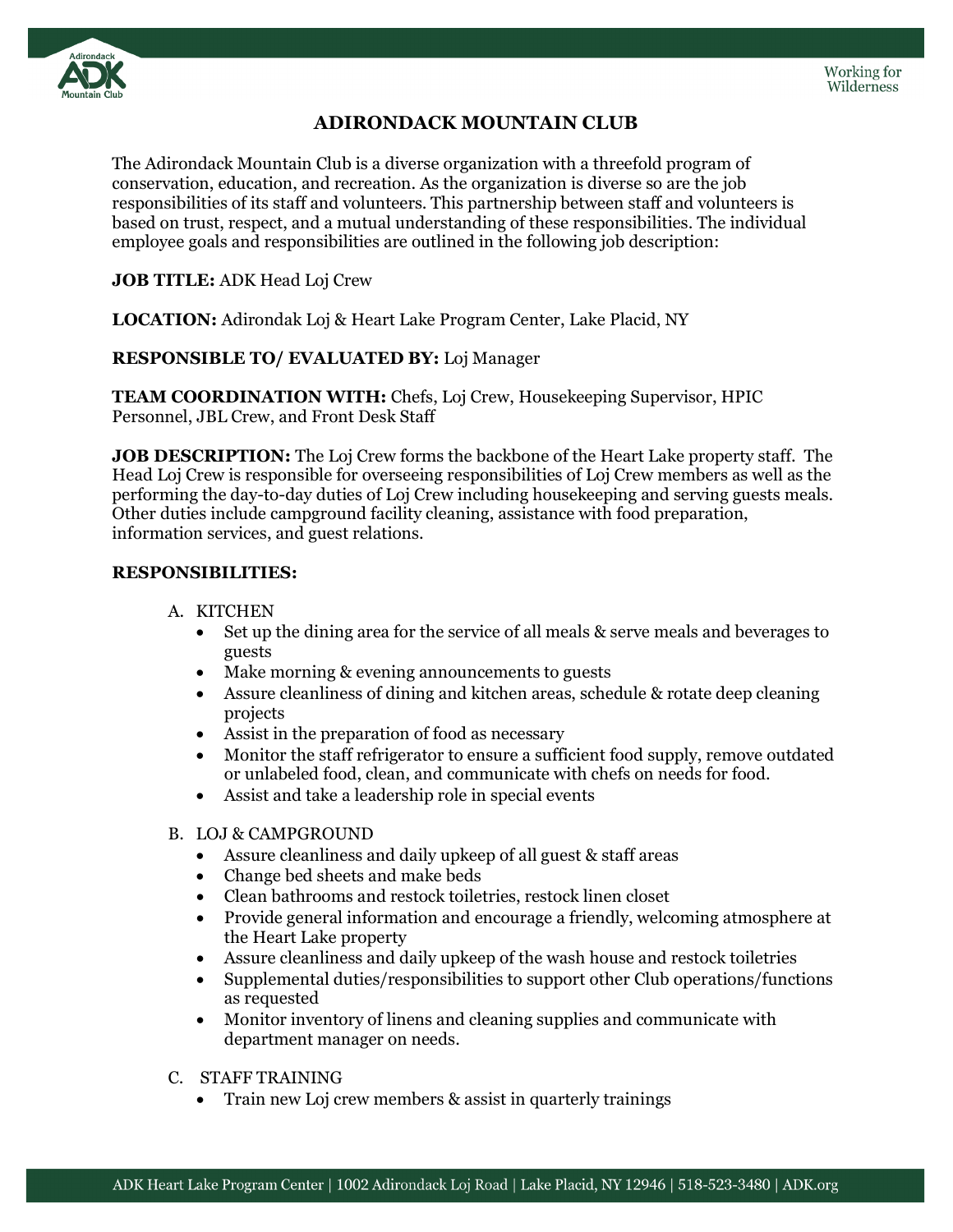# ADIRONDACK MOUNTAIN CLUB

The Adirondack Mountain Club is a diverse organization with a threefold program of conservation, education, and recreation. As the organization is diverse so are the job responsibilities of its staff and volunteers. This partnership between staff and volunteers is based on trust, respect, and a mutual understanding of these responsibilities. The individual employee goals and responsibilities are outlined in the following job description:

**JOB TITLE:** ADK Head Loj Crew

**LOCATION:** Adirondak Loj & Heart Lake Program Center, Lake Placid, NY

**RESPONSIBLE TO/ EVALUATED BY:** Loj Manager

**TEAM COORDINATION WITH:** Chefs, Loj Crew, Housekeeping Supervisor, HPIC Personnel, JBL Crew, and Front Desk Staff

**JOB DESCRIPTION:** The Loj Crew forms the backbone of the Heart Lake property staff. The Head Loj Crew is responsible for overseeing responsibilities of Loj Crew members as well as the performing the day-to-day duties of Loj Crew including housekeeping and serving guests meals. Other duties include campground facility cleaning, assistance with food preparation, information services, and guest relations.

**RESPONSIBILITIES:**

A. KITCHEN
   - Set up the dining area for the service of all meals & serve meals and beverages to guests
   - Make morning & evening announcements to guests
   - Assure cleanliness of dining and kitchen areas, schedule & rotate deep cleaning projects
   - Assist in the preparation of food as necessary
   - Monitor the staff refrigerator to ensure a sufficient food supply, remove outdated or unlabeled food, clean, and communicate with chefs on needs for food.
   - Assist and take a leadership role in special events

B. LOJ & CAMPGROUND
   - Assure cleanliness and daily upkeep of all guest & staff areas
   - Change bed sheets and make beds
   - Clean bathrooms and restock toiletries, restock linen closet
   - Provide general information and encourage a friendly, welcoming atmosphere at the Heart Lake property
   - Assure cleanliness and daily upkeep of the wash house and restock toiletries
   - Supplemental duties/responsibilities to support other Club operations/functions as requested
   - Monitor inventory of linens and cleaning supplies and communicate with department manager on needs.

C. STAFF TRAINING
   - Train new Loj crew members & assist in quarterly trainings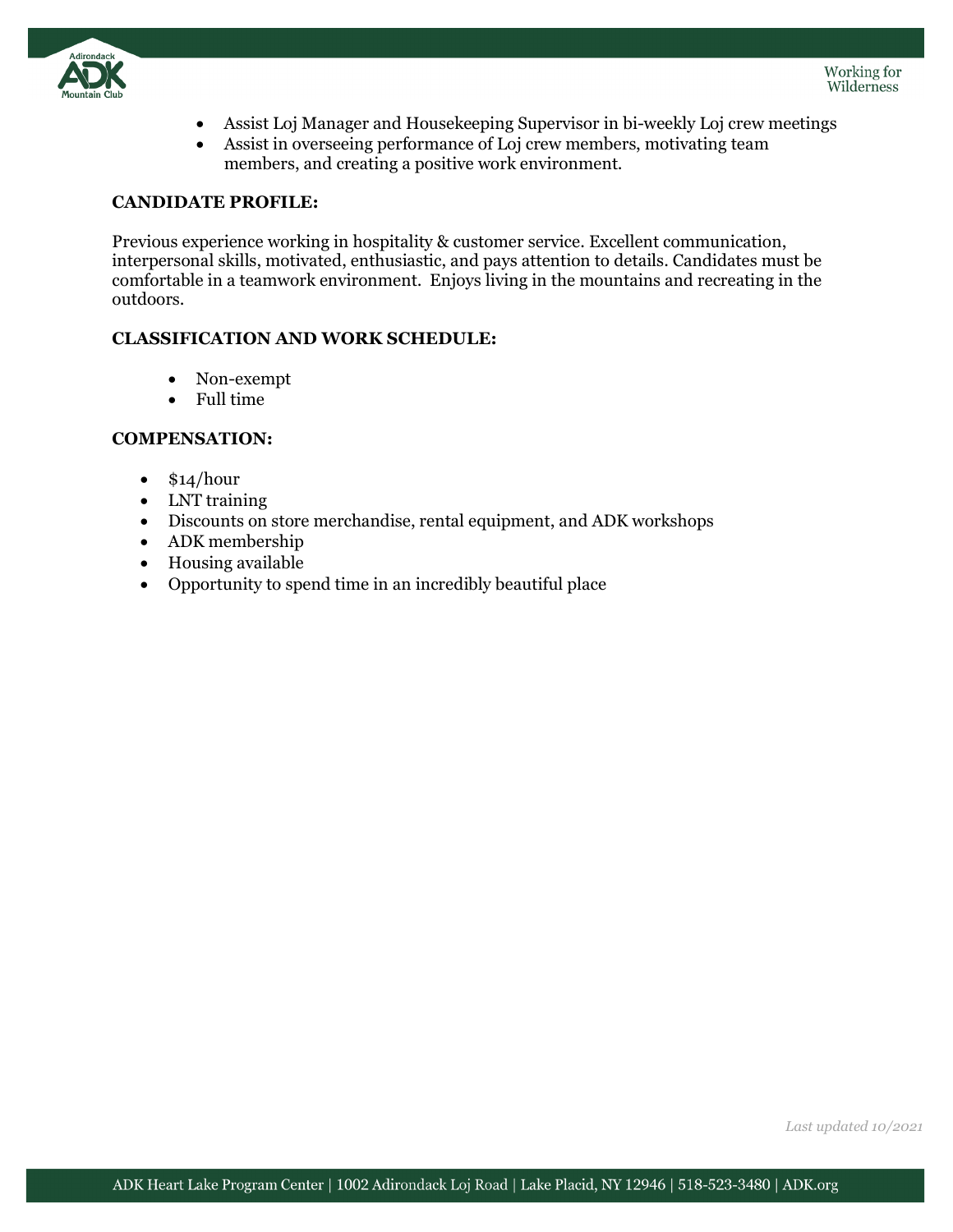- Assist Loj Manager and Housekeeping Supervisor in bi-weekly Loj crew meetings
- Assist in overseeing performance of Loj crew members, motivating team members, and creating a positive work environment.

**CANDIDATE PROFILE:**

Previous experience working in hospitality & customer service. Excellent communication, interpersonal skills, motivated, enthusiastic, and pays attention to details. Candidates must be comfortable in a teamwork environment. Enjoys living in the mountains and recreating in the outdoors.

**CLASSIFICATION AND WORK SCHEDULE:**

- Non-exempt
- Full time

**COMPENSATION:**

- $14/hour
- LNT training
- Discounts on store merchandise, rental equipment, and ADK workshops
- ADK membership
- Housing available
- Opportunity to spend time in an incredibly beautiful place

*Last updated 10/2021*